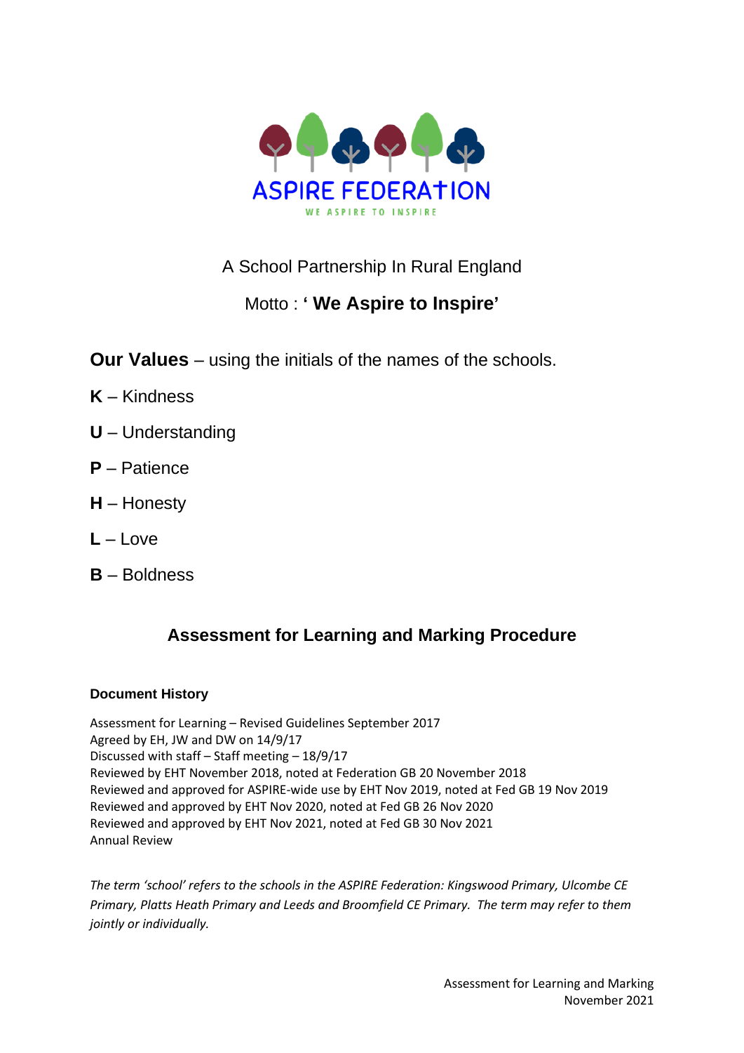ASPIRE FEDERATION

WE ASPIRE TO INSPIRE

A School Partnership In Rural England

Motto : **' We Aspire to Inspire'**

**Our Values** – using the initials of the names of the schools.

**K** – Kindness

**U** – Understanding

**P** – Patience

**H** – Honesty

**L** – Love

**B** – Boldness

## Assessment for Learning and Marking Procedure

**Document History**

Assessment for Learning – Revised Guidelines September 2017
Agreed by EH, JW and DW on 14/9/17
Discussed with staff – Staff meeting – 18/9/17
Reviewed by EHT November 2018, noted at Federation GB 20 November 2018
Reviewed and approved for ASPIRE-wide use by EHT Nov 2019, noted at Fed GB 19 Nov 2019
Reviewed and approved by EHT Nov 2020, noted at Fed GB 26 Nov 2020
Reviewed and approved by EHT Nov 2021, noted at Fed GB 30 Nov 2021
Annual Review

*The term 'school' refers to the schools in the ASPIRE Federation: Kingswood Primary, Ulcombe CE Primary, Platts Heath Primary and Leeds and Broomfield CE Primary. The term may refer to them jointly or individually.*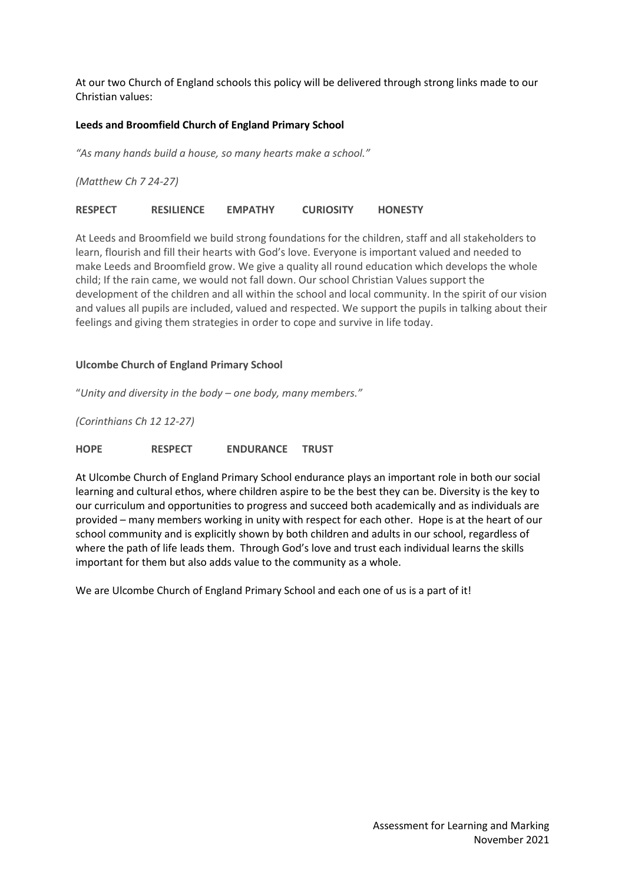At our two Church of England schools this policy will be delivered through strong links made to our Christian values:

**Leeds and Broomfield Church of England Primary School**

*"As many hands build a house, so many hearts make a school."*

*(Matthew Ch 7 24-27)*

**RESPECT RESILIENCE EMPATHY CURIOSITY HONESTY**

At Leeds and Broomfield we build strong foundations for the children, staff and all stakeholders to learn, flourish and fill their hearts with God's love. Everyone is important valued and needed to make Leeds and Broomfield grow. We give a quality all round education which develops the whole child; If the rain came, we would not fall down. Our school Christian Values support the development of the children and all within the school and local community. In the spirit of our vision and values all pupils are included, valued and respected. We support the pupils in talking about their feelings and giving them strategies in order to cope and survive in life today.

**Ulcombe Church of England Primary School**

"*Unity and diversity in the body – one body, many members."*

*(Corinthians Ch 12 12-27)*

**HOPE RESPECT ENDURANCE TRUST**

At Ulcombe Church of England Primary School endurance plays an important role in both our social learning and cultural ethos, where children aspire to be the best they can be. Diversity is the key to our curriculum and opportunities to progress and succeed both academically and as individuals are provided – many members working in unity with respect for each other. Hope is at the heart of our school community and is explicitly shown by both children and adults in our school, regardless of where the path of life leads them. Through God's love and trust each individual learns the skills important for them but also adds value to the community as a whole.

We are Ulcombe Church of England Primary School and each one of us is a part of it!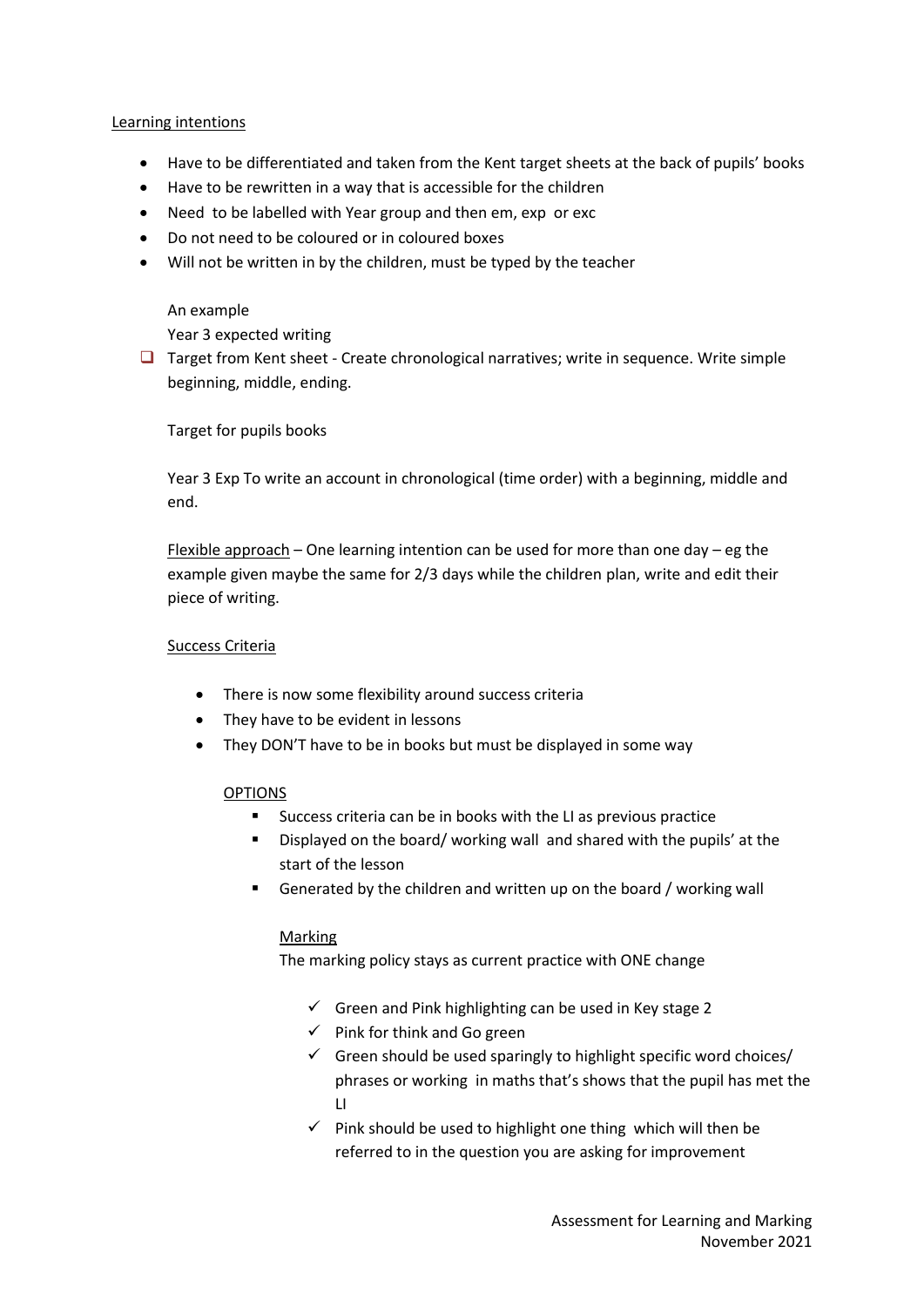<u>Learning intentions</u>

- Have to be differentiated and taken from the Kent target sheets at the back of pupils' books
- Have to be rewritten in a way that is accessible for the children
- Need to be labelled with Year group and then em, exp or exc
- Do not need to be coloured or in coloured boxes
- Will not be written in by the children, must be typed by the teacher

An example

Year 3 expected writing

- Target from Kent sheet - Create chronological narratives; write in sequence. Write simple beginning, middle, ending.

Target for pupils books

Year 3 Exp To write an account in chronological (time order) with a beginning, middle and end.

<u>Flexible approach</u> – One learning intention can be used for more than one day – eg the example given maybe the same for 2/3 days while the children plan, write and edit their piece of writing.

<u>Success Criteria</u>

- There is now some flexibility around success criteria
- They have to be evident in lessons
- They DON'T have to be in books but must be displayed in some way

<u>OPTIONS</u>

- Success criteria can be in books with the LI as previous practice
- Displayed on the board/ working wall and shared with the pupils' at the start of the lesson
- Generated by the children and written up on the board / working wall

<u>Marking</u>

The marking policy stays as current practice with ONE change

- ✓ Green and Pink highlighting can be used in Key stage 2
- ✓ Pink for think and Go green
- ✓ Green should be used sparingly to highlight specific word choices/ phrases or working in maths that's shows that the pupil has met the LI
- ✓ Pink should be used to highlight one thing which will then be referred to in the question you are asking for improvement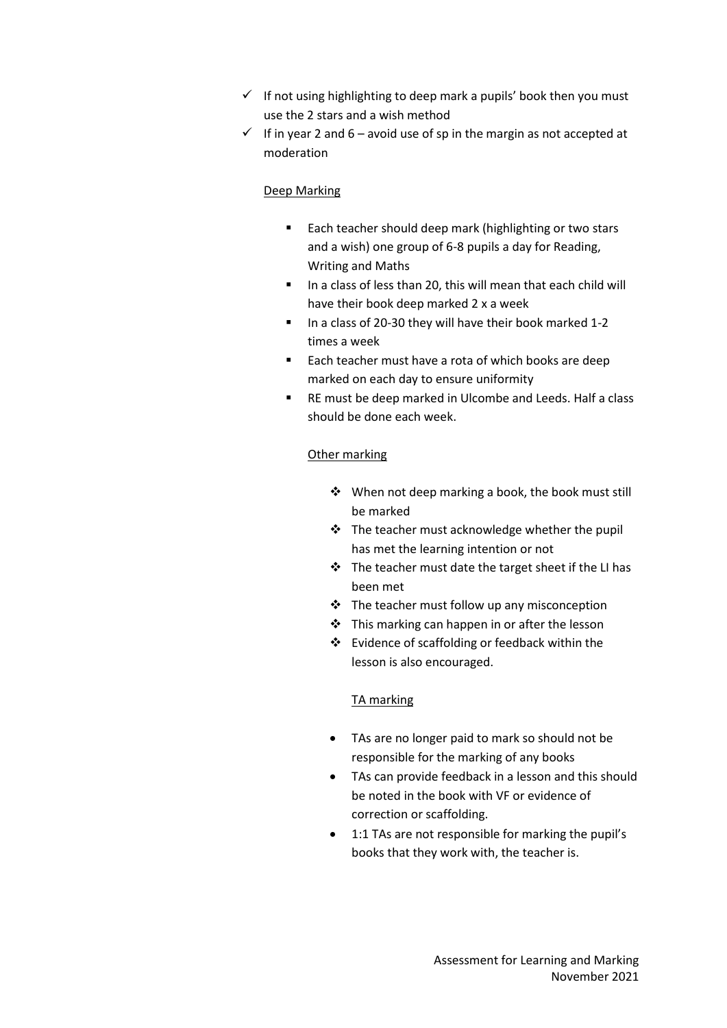- ✓ If not using highlighting to deep mark a pupils' book then you must use the 2 stars and a wish method
- ✓ If in year 2 and 6 – avoid use of sp in the margin as not accepted at moderation

<u>Deep Marking</u>

- Each teacher should deep mark (highlighting or two stars and a wish) one group of 6-8 pupils a day for Reading, Writing and Maths
- In a class of less than 20, this will mean that each child will have their book deep marked 2 x a week
- In a class of 20-30 they will have their book marked 1-2 times a week
- Each teacher must have a rota of which books are deep marked on each day to ensure uniformity
- RE must be deep marked in Ulcombe and Leeds. Half a class should be done each week.

<u>Other marking</u>

- When not deep marking a book, the book must still be marked
- The teacher must acknowledge whether the pupil has met the learning intention or not
- The teacher must date the target sheet if the LI has been met
- The teacher must follow up any misconception
- This marking can happen in or after the lesson
- Evidence of scaffolding or feedback within the lesson is also encouraged.

<u>TA marking</u>

- TAs are no longer paid to mark so should not be responsible for the marking of any books
- TAs can provide feedback in a lesson and this should be noted in the book with VF or evidence of correction or scaffolding.
- 1:1 TAs are not responsible for marking the pupil's books that they work with, the teacher is.